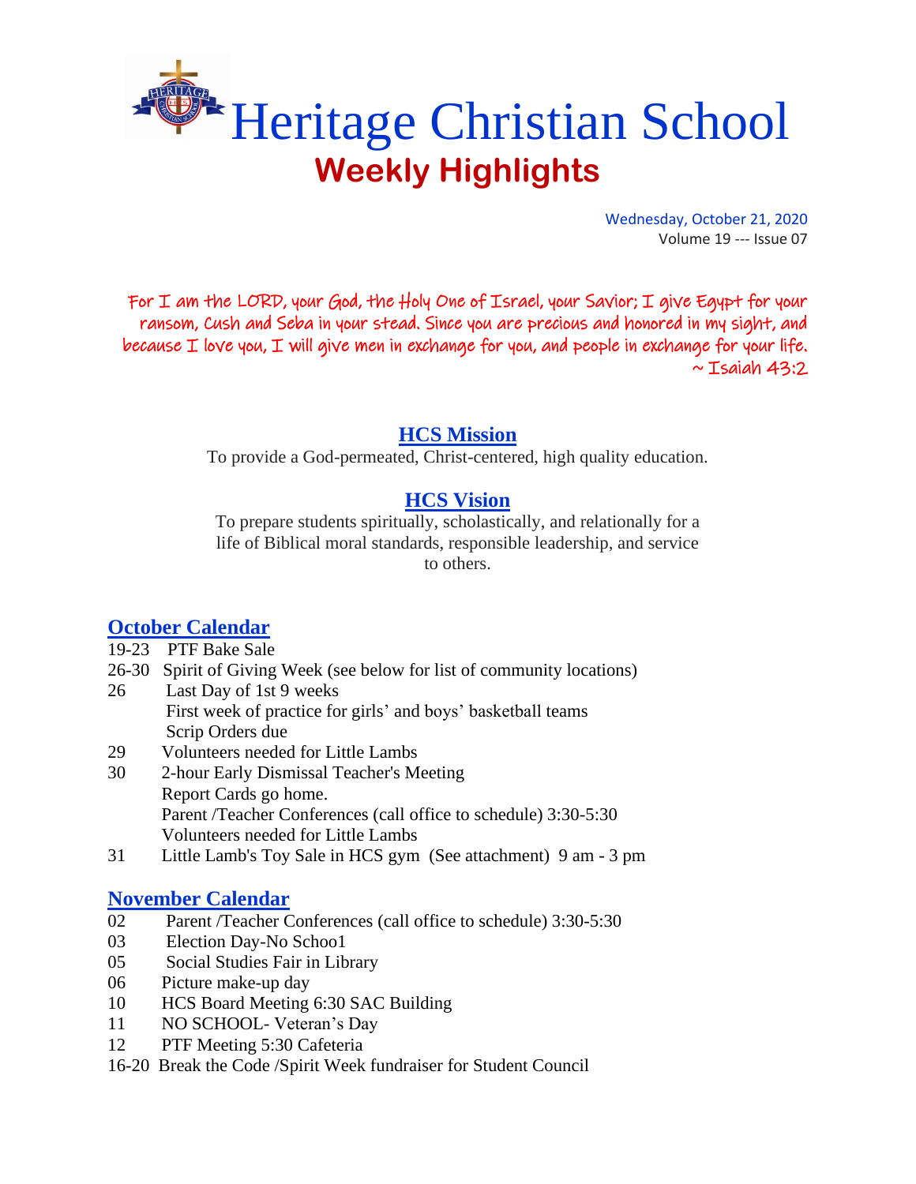# Heritage Christian School

## Weekly Highlights

Wednesday, October 21, 2020
Volume 19 --- Issue 07

For I am the LORD, your God, the Holy One of Israel, your Savior; I give Egypt for your ransom, Cush and Seba in your stead. Since you are precious and honored in my sight, and because I love you, I will give men in exchange for you, and people in exchange for your life.
~ Isaiah 43:2

### HCS Mission

To provide a God-permeated, Christ-centered, high quality education.

### HCS Vision

To prepare students spiritually, scholastically, and relationally for a life of Biblical moral standards, responsible leadership, and service to others.

### October Calendar

19-23 PTF Bake Sale
26-30 Spirit of Giving Week (see below for list of community locations)
26 Last Day of 1st 9 weeks
First week of practice for girls' and boys' basketball teams
Scrip Orders due
29 Volunteers needed for Little Lambs
30 2-hour Early Dismissal Teacher's Meeting
Report Cards go home.
Parent /Teacher Conferences (call office to schedule) 3:30-5:30
Volunteers needed for Little Lambs
31 Little Lamb's Toy Sale in HCS gym (See attachment) 9 am - 3 pm

### November Calendar

02 Parent /Teacher Conferences (call office to schedule) 3:30-5:30
03 Election Day-No Schoo1
05 Social Studies Fair in Library
06 Picture make-up day
10 HCS Board Meeting 6:30 SAC Building
11 NO SCHOOL- Veteran's Day
12 PTF Meeting 5:30 Cafeteria
16-20 Break the Code /Spirit Week fundraiser for Student Council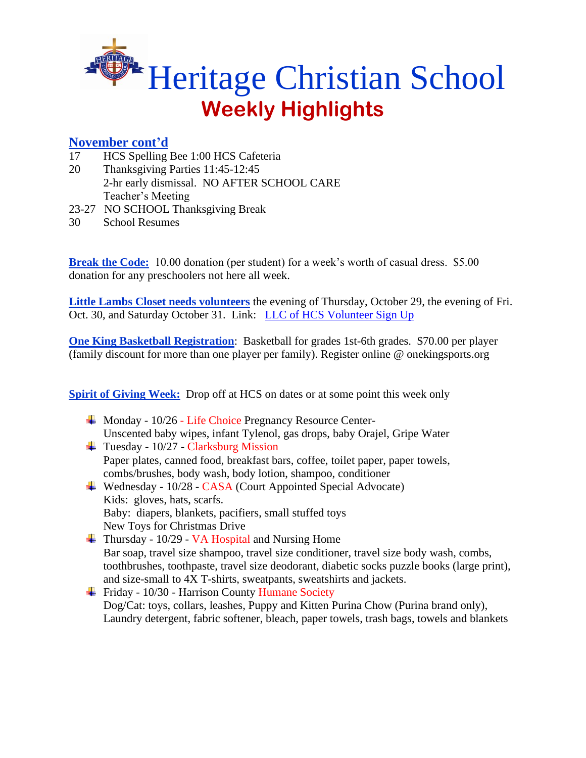# Heritage Christian School
## Weekly Highlights

**November cont'd**

17 HCS Spelling Bee 1:00 HCS Cafeteria

20 Thanksgiving Parties 11:45-12:45
2-hr early dismissal. NO AFTER SCHOOL CARE
Teacher's Meeting

23-27 NO SCHOOL Thanksgiving Break

30 School Resumes

**Break the Code:** 10.00 donation (per student) for a week's worth of casual dress. $5.00 donation for any preschoolers not here all week.

**Little Lambs Closet needs volunteers** the evening of Thursday, October 29, the evening of Fri. Oct. 30, and Saturday October 31. Link: LLC of HCS Volunteer Sign Up

**One King Basketball Registration**: Basketball for grades 1st-6th grades. $70.00 per player (family discount for more than one player per family). Register online @ onekingsports.org

**Spirit of Giving Week:** Drop off at HCS on dates or at some point this week only

- Monday - 10/26 - Life Choice Pregnancy Resource Center-
  Unscented baby wipes, infant Tylenol, gas drops, baby Orajel, Gripe Water
- Tuesday - 10/27 - Clarksburg Mission
  Paper plates, canned food, breakfast bars, coffee, toilet paper, paper towels, combs/brushes, body wash, body lotion, shampoo, conditioner
- Wednesday - 10/28 - CASA (Court Appointed Special Advocate)
  Kids: gloves, hats, scarfs.
  Baby: diapers, blankets, pacifiers, small stuffed toys
  New Toys for Christmas Drive
- Thursday - 10/29 - VA Hospital and Nursing Home
  Bar soap, travel size shampoo, travel size conditioner, travel size body wash, combs, toothbrushes, toothpaste, travel size deodorant, diabetic socks puzzle books (large print), and size-small to 4X T-shirts, sweatpants, sweatshirts and jackets.
- Friday - 10/30 - Harrison County Humane Society
  Dog/Cat: toys, collars, leashes, Puppy and Kitten Purina Chow (Purina brand only), Laundry detergent, fabric softener, bleach, paper towels, trash bags, towels and blankets